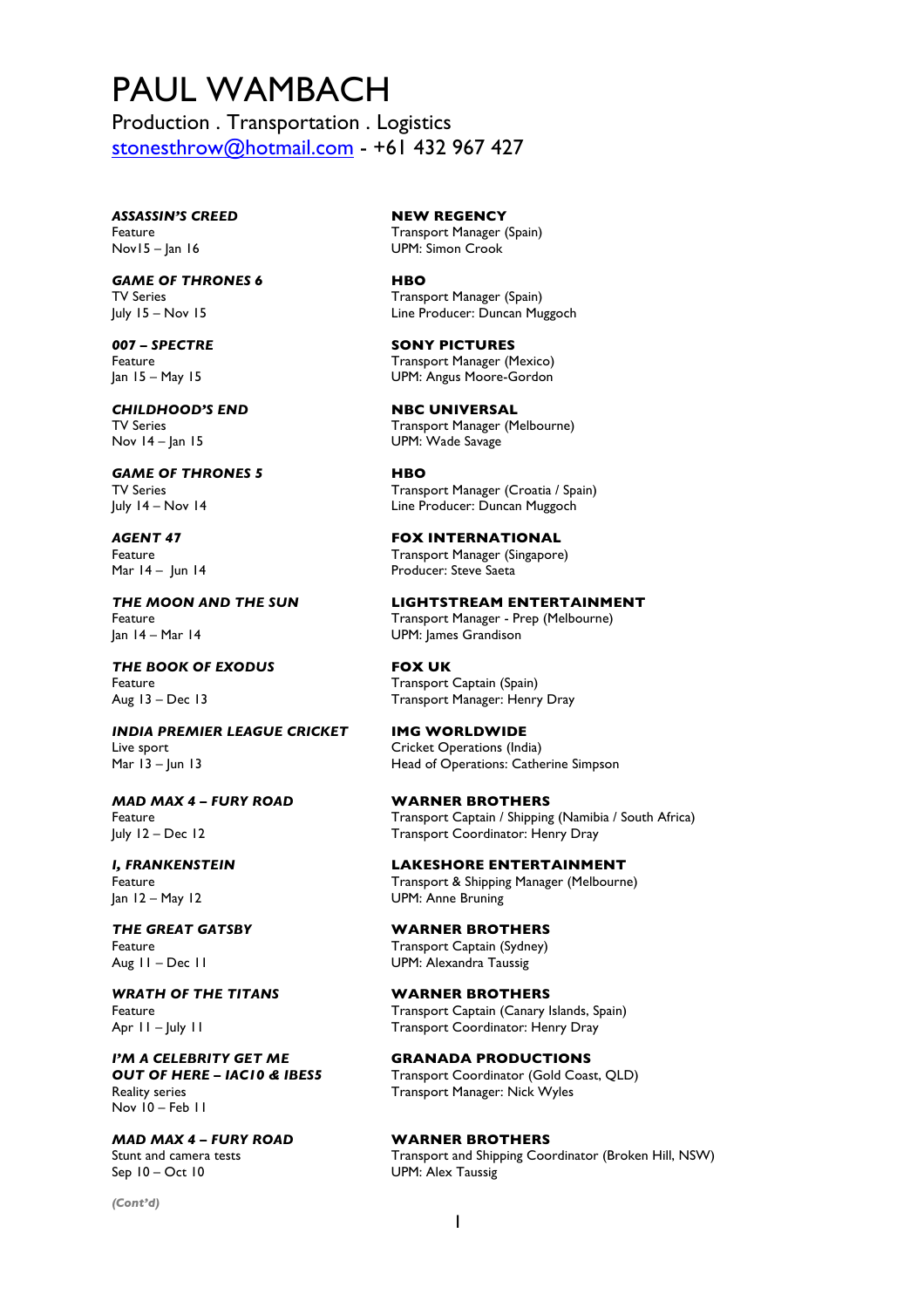# PAUL WAMBACH

Production . Transportation . Logistics
stonesthrow@hotmail.com - +61 432 967 427

***ASSASSIN'S CREED***
Feature
Nov15 – Jan 16

**NEW REGENCY**
Transport Manager (Spain)
UPM: Simon Crook

***GAME OF THRONES 6***
TV Series
July 15 – Nov 15

**HBO**
Transport Manager (Spain)
Line Producer: Duncan Muggoch

***007 – SPECTRE***
Feature
Jan 15 – May 15

**SONY PICTURES**
Transport Manager (Mexico)
UPM: Angus Moore-Gordon

***CHILDHOOD'S END***
TV Series
Nov 14 – Jan 15

**NBC UNIVERSAL**
Transport Manager (Melbourne)
UPM: Wade Savage

***GAME OF THRONES 5***
TV Series
July 14 – Nov 14

**HBO**
Transport Manager (Croatia / Spain)
Line Producer: Duncan Muggoch

***AGENT 47***
Feature
Mar 14 – Jun 14

**FOX INTERNATIONAL**
Transport Manager (Singapore)
Producer: Steve Saeta

***THE MOON AND THE SUN***
Feature
Jan 14 – Mar 14

**LIGHTSTREAM ENTERTAINMENT**
Transport Manager - Prep (Melbourne)
UPM: James Grandison

***THE BOOK OF EXODUS***
Feature
Aug 13 – Dec 13

**FOX UK**
Transport Captain (Spain)
Transport Manager: Henry Dray

***INDIA PREMIER LEAGUE CRICKET***
Live sport
Mar 13 – Jun 13

**IMG WORLDWIDE**
Cricket Operations (India)
Head of Operations: Catherine Simpson

***MAD MAX 4 – FURY ROAD***
Feature
July 12 – Dec 12

**WARNER BROTHERS**
Transport Captain / Shipping (Namibia / South Africa)
Transport Coordinator: Henry Dray

***I, FRANKENSTEIN***
Feature
Jan 12 – May 12

**LAKESHORE ENTERTAINMENT**
Transport & Shipping Manager (Melbourne)
UPM: Anne Bruning

***THE GREAT GATSBY***
Feature
Aug 11 – Dec 11

**WARNER BROTHERS**
Transport Captain (Sydney)
UPM: Alexandra Taussig

***WRATH OF THE TITANS***
Feature
Apr 11 – July 11

**WARNER BROTHERS**
Transport Captain (Canary Islands, Spain)
Transport Coordinator: Henry Dray

***I'M A CELEBRITY GET ME OUT OF HERE – IAC10 & IBES5***
Reality series
Nov 10 – Feb 11

**GRANADA PRODUCTIONS**
Transport Coordinator (Gold Coast, QLD)
Transport Manager: Nick Wyles

***MAD MAX 4 – FURY ROAD***
Stunt and camera tests
Sep 10 – Oct 10

**WARNER BROTHERS**
Transport and Shipping Coordinator (Broken Hill, NSW)
UPM: Alex Taussig

***(Cont'd)***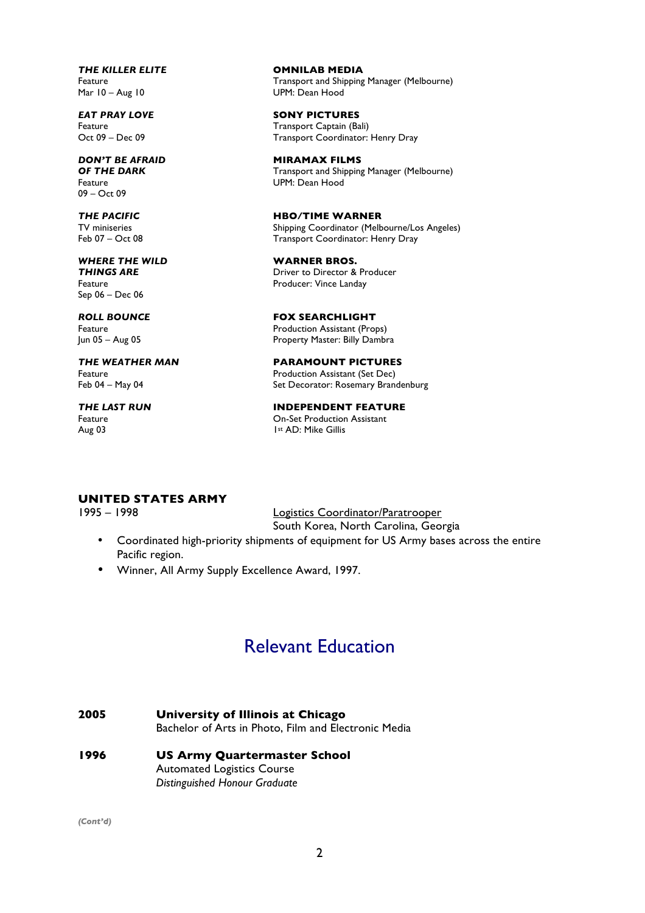***THE KILLER ELITE***
Feature
Mar 10 – Aug 10

**OMNILAB MEDIA**
Transport and Shipping Manager (Melbourne)
UPM: Dean Hood

***EAT PRAY LOVE***
Feature
Oct 09 – Dec 09

**SONY PICTURES**
Transport Captain (Bali)
Transport Coordinator: Henry Dray

***DON'T BE AFRAID OF THE DARK***
Feature
09 – Oct 09

**MIRAMAX FILMS**
Transport and Shipping Manager (Melbourne)
UPM: Dean Hood

***THE PACIFIC***
TV miniseries
Feb 07 – Oct 08

**HBO/TIME WARNER**
Shipping Coordinator (Melbourne/Los Angeles)
Transport Coordinator: Henry Dray

***WHERE THE WILD THINGS ARE***
Feature
Sep 06 – Dec 06

**WARNER BROS.**
Driver to Director & Producer
Producer: Vince Landay

***ROLL BOUNCE***
Feature
Jun 05 – Aug 05

**FOX SEARCHLIGHT**
Production Assistant (Props)
Property Master: Billy Dambra

***THE WEATHER MAN***
Feature
Feb 04 – May 04

**PARAMOUNT PICTURES**
Production Assistant (Set Dec)
Set Decorator: Rosemary Brandenburg

***THE LAST RUN***
Feature
Aug 03

**INDEPENDENT FEATURE**
On-Set Production Assistant
1st AD: Mike Gillis

**UNITED STATES ARMY**
1995 – 1998

Logistics Coordinator/Paratrooper
South Korea, North Carolina, Georgia

- Coordinated high-priority shipments of equipment for US Army bases across the entire Pacific region.
- Winner, All Army Supply Excellence Award, 1997.

## Relevant Education

**2005** **University of Illinois at Chicago**
Bachelor of Arts in Photo, Film and Electronic Media

**1996** **US Army Quartermaster School**
Automated Logistics Course
*Distinguished Honour Graduate*

***(Cont'd)***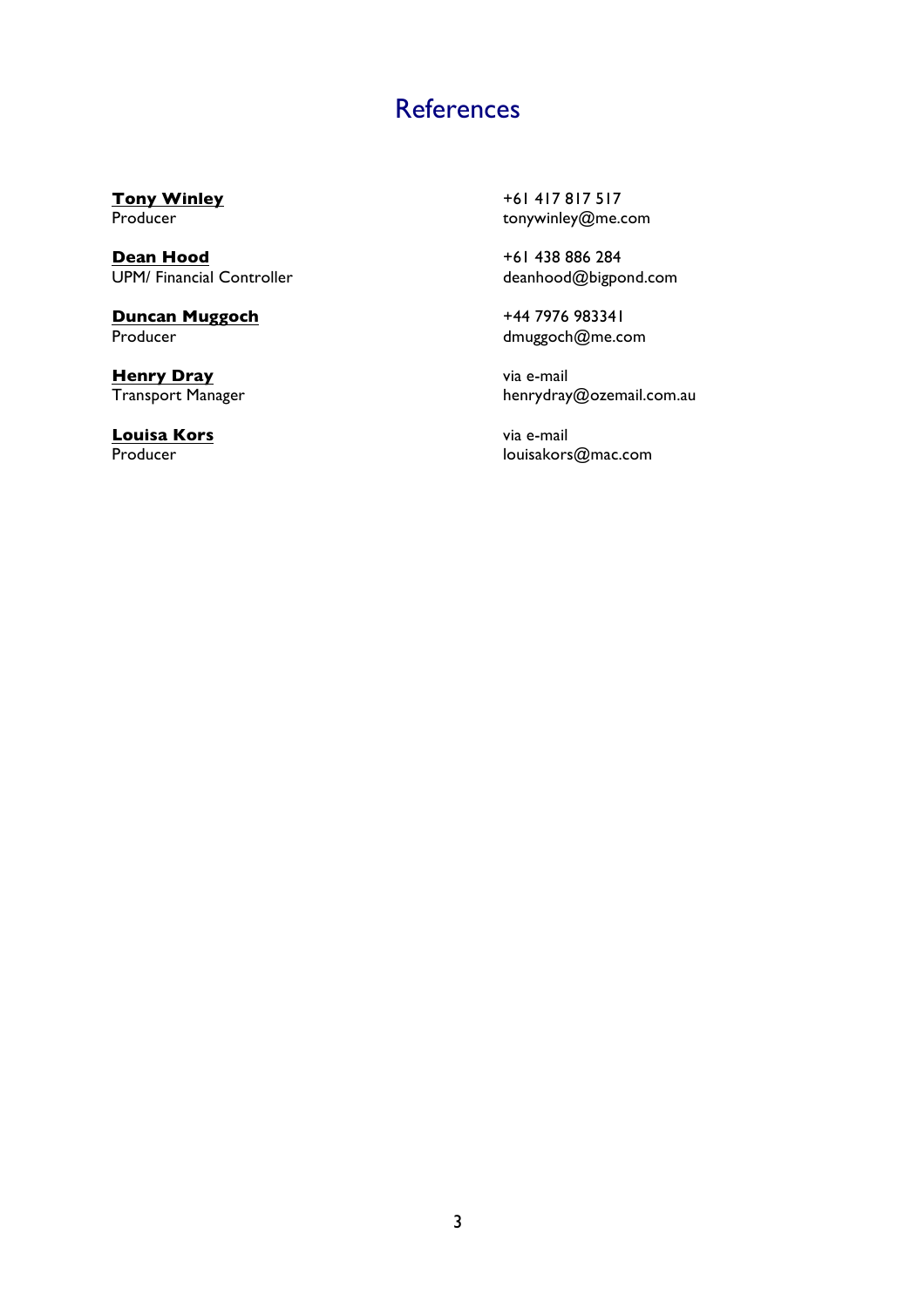# References

**Tony Winley**
Producer
+61 417 817 517
tonywinley@me.com

**Dean Hood**
UPM/ Financial Controller
+61 438 886 284
deanhood@bigpond.com

**Duncan Muggoch**
Producer
+44 7976 983341
dmuggoch@me.com

**Henry Dray**
Transport Manager
via e-mail
henrydray@ozemail.com.au

**Louisa Kors**
Producer
via e-mail
louisakors@mac.com